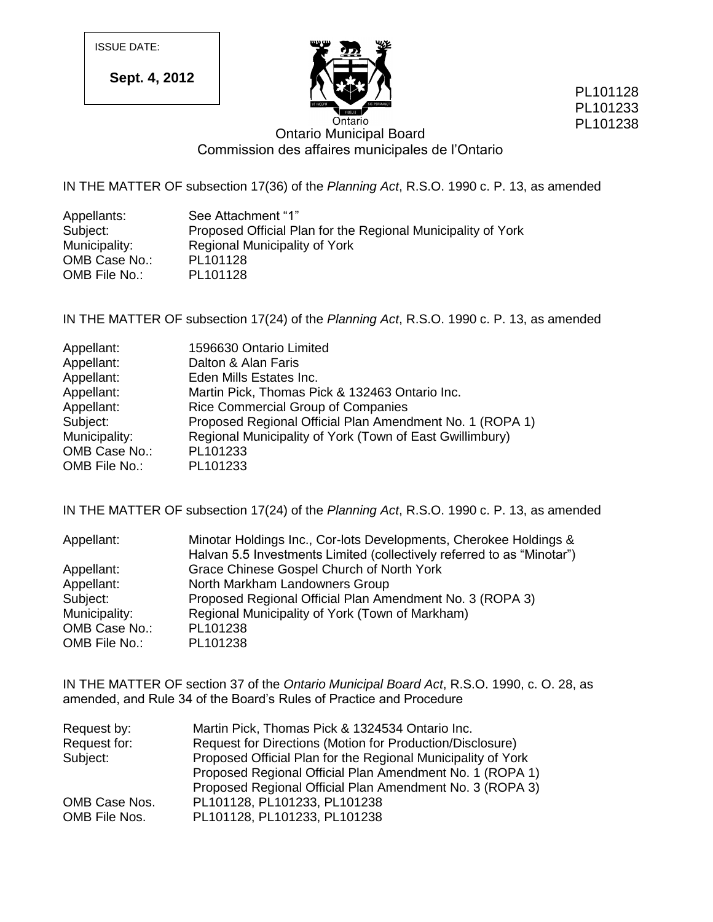ISSUE DATE:

**Sept. 4, 2012**

PL101128
PL101233
PL101238

Ontario

Ontario Municipal Board
Commission des affaires municipales de l'Ontario

IN THE MATTER OF subsection 17(36) of the *Planning Act*, R.S.O. 1990 c. P. 13, as amended

| | |
|---|---|
| Appellants: | See Attachment "1" |
| Subject: | Proposed Official Plan for the Regional Municipality of York |
| Municipality: | Regional Municipality of York |
| OMB Case No.: | PL101128 |
| OMB File No.: | PL101128 |

IN THE MATTER OF subsection 17(24) of the *Planning Act*, R.S.O. 1990 c. P. 13, as amended

| | |
|---|---|
| Appellant: | 1596630 Ontario Limited |
| Appellant: | Dalton & Alan Faris |
| Appellant: | Eden Mills Estates Inc. |
| Appellant: | Martin Pick, Thomas Pick & 132463 Ontario Inc. |
| Appellant: | Rice Commercial Group of Companies |
| Subject: | Proposed Regional Official Plan Amendment No. 1 (ROPA 1) |
| Municipality: | Regional Municipality of York (Town of East Gwillimbury) |
| OMB Case No.: | PL101233 |
| OMB File No.: | PL101233 |

IN THE MATTER OF subsection 17(24) of the *Planning Act*, R.S.O. 1990 c. P. 13, as amended

| | |
|---|---|
| Appellant: | Minotar Holdings Inc., Cor-lots Developments, Cherokee Holdings & Halvan 5.5 Investments Limited (collectively referred to as "Minotar") |
| Appellant: | Grace Chinese Gospel Church of North York |
| Appellant: | North Markham Landowners Group |
| Subject: | Proposed Regional Official Plan Amendment No. 3 (ROPA 3) |
| Municipality: | Regional Municipality of York (Town of Markham) |
| OMB Case No.: | PL101238 |
| OMB File No.: | PL101238 |

IN THE MATTER OF section 37 of the *Ontario Municipal Board Act*, R.S.O. 1990, c. O. 28, as amended, and Rule 34 of the Board's Rules of Practice and Procedure

| | |
|---|---|
| Request by: | Martin Pick, Thomas Pick & 1324534 Ontario Inc. |
| Request for: | Request for Directions (Motion for Production/Disclosure) |
| Subject: | Proposed Official Plan for the Regional Municipality of York<br>Proposed Regional Official Plan Amendment No. 1 (ROPA 1)<br>Proposed Regional Official Plan Amendment No. 3 (ROPA 3) |
| OMB Case Nos. | PL101128, PL101233, PL101238 |
| OMB File Nos. | PL101128, PL101233, PL101238 |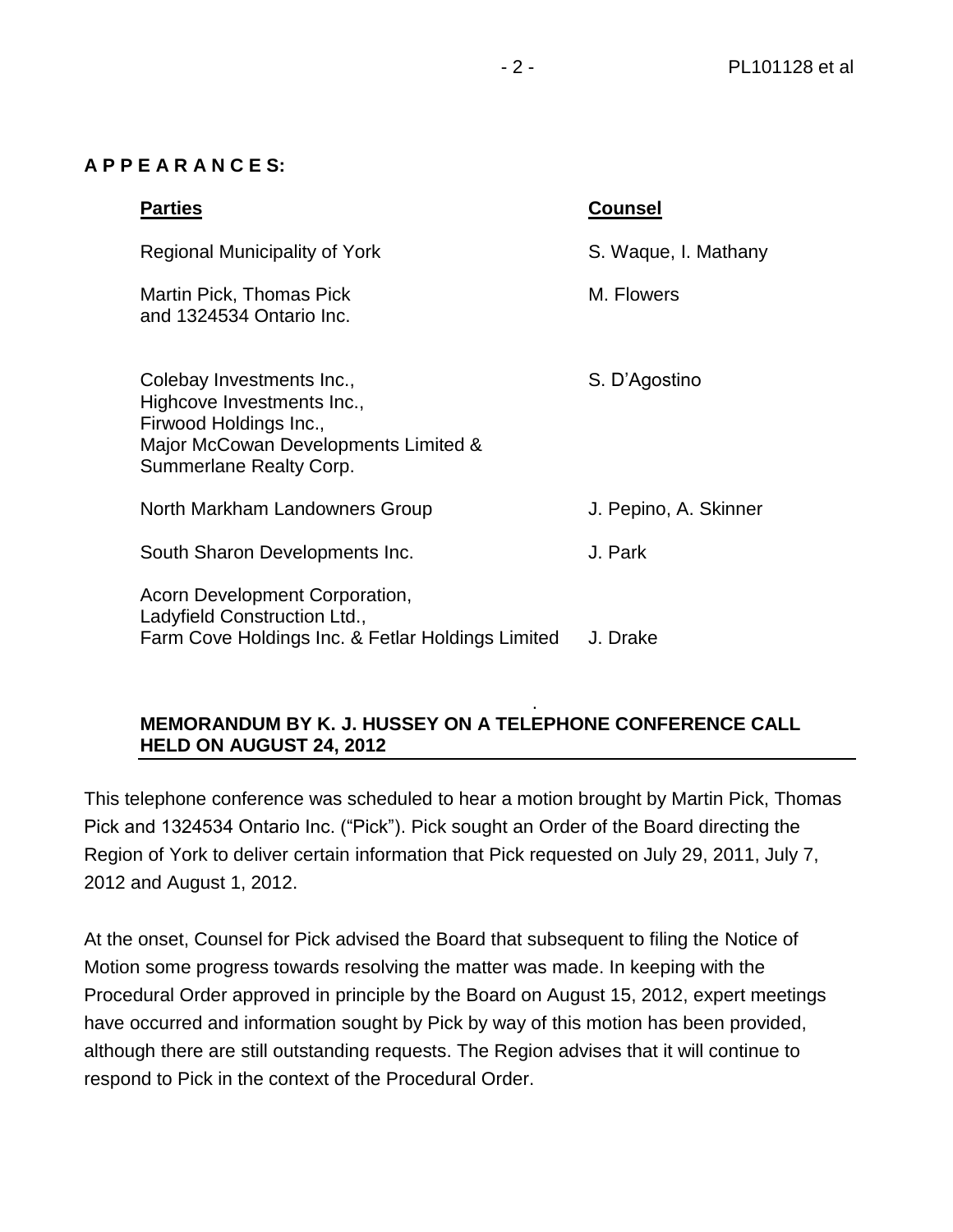**A P P E A R A N C E S:**

| **Parties** | **Counsel** |
| --- | --- |
| Regional Municipality of York | S. Waque, I. Mathany |
| Martin Pick, Thomas Pick and 1324534 Ontario Inc. | M. Flowers |
| Colebay Investments Inc., Highcove Investments Inc., Firwood Holdings Inc., Major McCowan Developments Limited & Summerlane Realty Corp. | S. D'Agostino |
| North Markham Landowners Group | J. Pepino, A. Skinner |
| South Sharon Developments Inc. | J. Park |
| Acorn Development Corporation, Ladyfield Construction Ltd., Farm Cove Holdings Inc. & Fetlar Holdings Limited | J. Drake |

**MEMORANDUM BY K. J. HUSSEY ON A TELEPHONE CONFERENCE CALL HELD ON AUGUST 24, 2012**

This telephone conference was scheduled to hear a motion brought by Martin Pick, Thomas Pick and 1324534 Ontario Inc. ("Pick"). Pick sought an Order of the Board directing the Region of York to deliver certain information that Pick requested on July 29, 2011, July 7, 2012 and August 1, 2012.

At the onset, Counsel for Pick advised the Board that subsequent to filing the Notice of Motion some progress towards resolving the matter was made. In keeping with the Procedural Order approved in principle by the Board on August 15, 2012, expert meetings have occurred and information sought by Pick by way of this motion has been provided, although there are still outstanding requests. The Region advises that it will continue to respond to Pick in the context of the Procedural Order.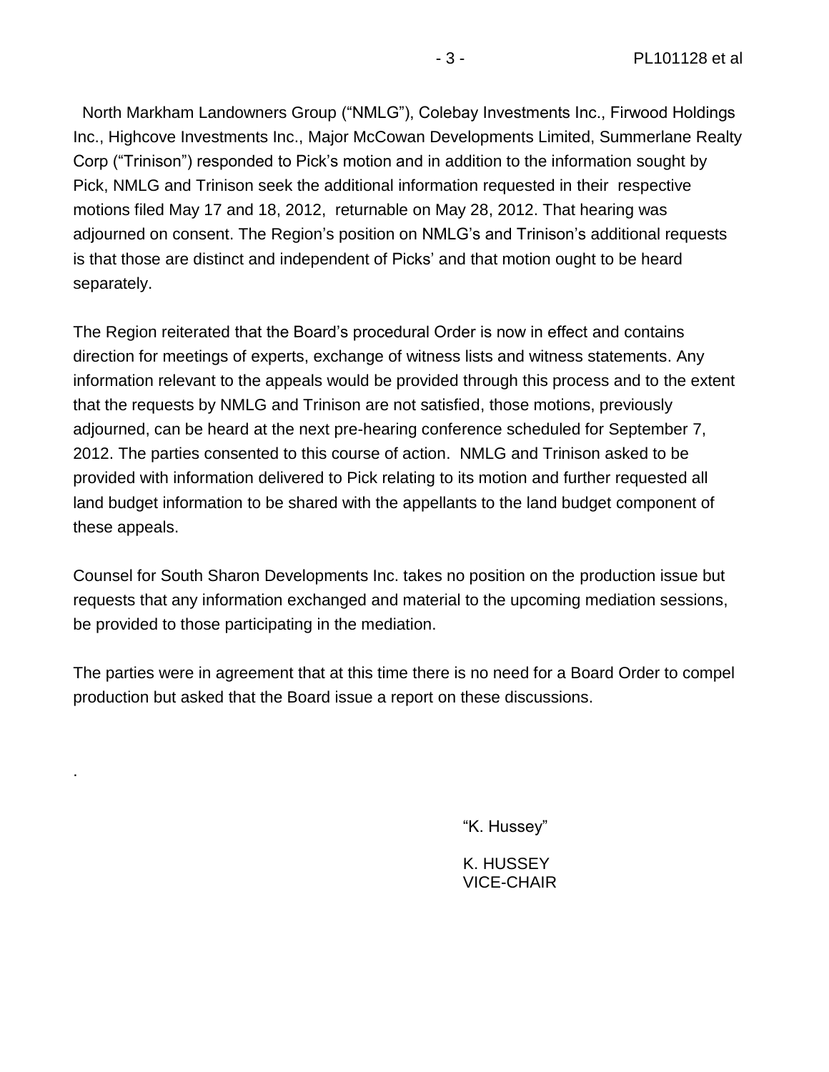North Markham Landowners Group ("NMLG"), Colebay Investments Inc., Firwood Holdings Inc., Highcove Investments Inc., Major McCowan Developments Limited, Summerlane Realty Corp ("Trinison") responded to Pick's motion and in addition to the information sought by Pick, NMLG and Trinison seek the additional information requested in their respective motions filed May 17 and 18, 2012, returnable on May 28, 2012. That hearing was adjourned on consent. The Region's position on NMLG's and Trinison's additional requests is that those are distinct and independent of Picks' and that motion ought to be heard separately.

The Region reiterated that the Board's procedural Order is now in effect and contains direction for meetings of experts, exchange of witness lists and witness statements. Any information relevant to the appeals would be provided through this process and to the extent that the requests by NMLG and Trinison are not satisfied, those motions, previously adjourned, can be heard at the next pre-hearing conference scheduled for September 7, 2012. The parties consented to this course of action. NMLG and Trinison asked to be provided with information delivered to Pick relating to its motion and further requested all land budget information to be shared with the appellants to the land budget component of these appeals.

Counsel for South Sharon Developments Inc. takes no position on the production issue but requests that any information exchanged and material to the upcoming mediation sessions, be provided to those participating in the mediation.

The parties were in agreement that at this time there is no need for a Board Order to compel production but asked that the Board issue a report on these discussions.

.

"K. Hussey"

K. HUSSEY
VICE-CHAIR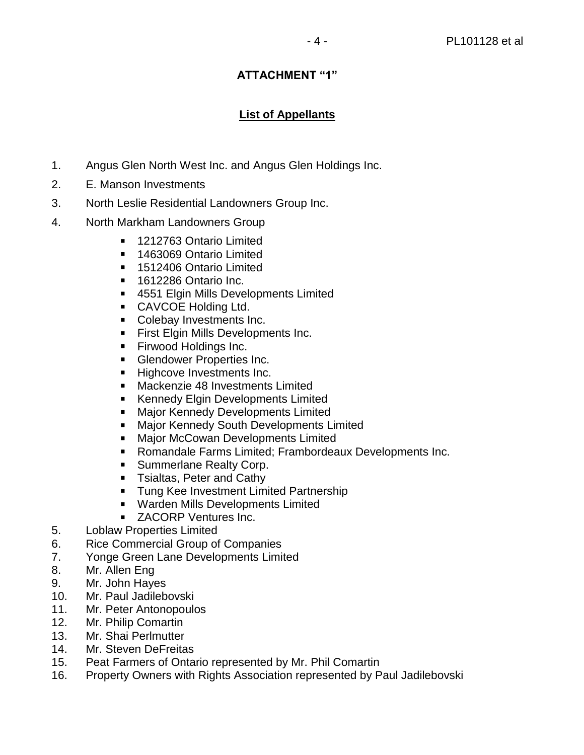## ATTACHMENT "1"

### List of Appellants

1. Angus Glen North West Inc. and Angus Glen Holdings Inc.
2. E. Manson Investments
3. North Leslie Residential Landowners Group Inc.
4. North Markham Landowners Group
    - 1212763 Ontario Limited
    - 1463069 Ontario Limited
    - 1512406 Ontario Limited
    - 1612286 Ontario Inc.
    - 4551 Elgin Mills Developments Limited
    - CAVCOE Holding Ltd.
    - Colebay Investments Inc.
    - First Elgin Mills Developments Inc.
    - Firwood Holdings Inc.
    - Glendower Properties Inc.
    - Highcove Investments Inc.
    - Mackenzie 48 Investments Limited
    - Kennedy Elgin Developments Limited
    - Major Kennedy Developments Limited
    - Major Kennedy South Developments Limited
    - Major McCowan Developments Limited
    - Romandale Farms Limited; Frambordeaux Developments Inc.
    - Summerlane Realty Corp.
    - Tsialtas, Peter and Cathy
    - Tung Kee Investment Limited Partnership
    - Warden Mills Developments Limited
    - ZACORP Ventures Inc.
5. Loblaw Properties Limited
6. Rice Commercial Group of Companies
7. Yonge Green Lane Developments Limited
8. Mr. Allen Eng
9. Mr. John Hayes
10. Mr. Paul Jadilebovski
11. Mr. Peter Antonopoulos
12. Mr. Philip Comartin
13. Mr. Shai Perlmutter
14. Mr. Steven DeFreitas
15. Peat Farmers of Ontario represented by Mr. Phil Comartin
16. Property Owners with Rights Association represented by Paul Jadilebovski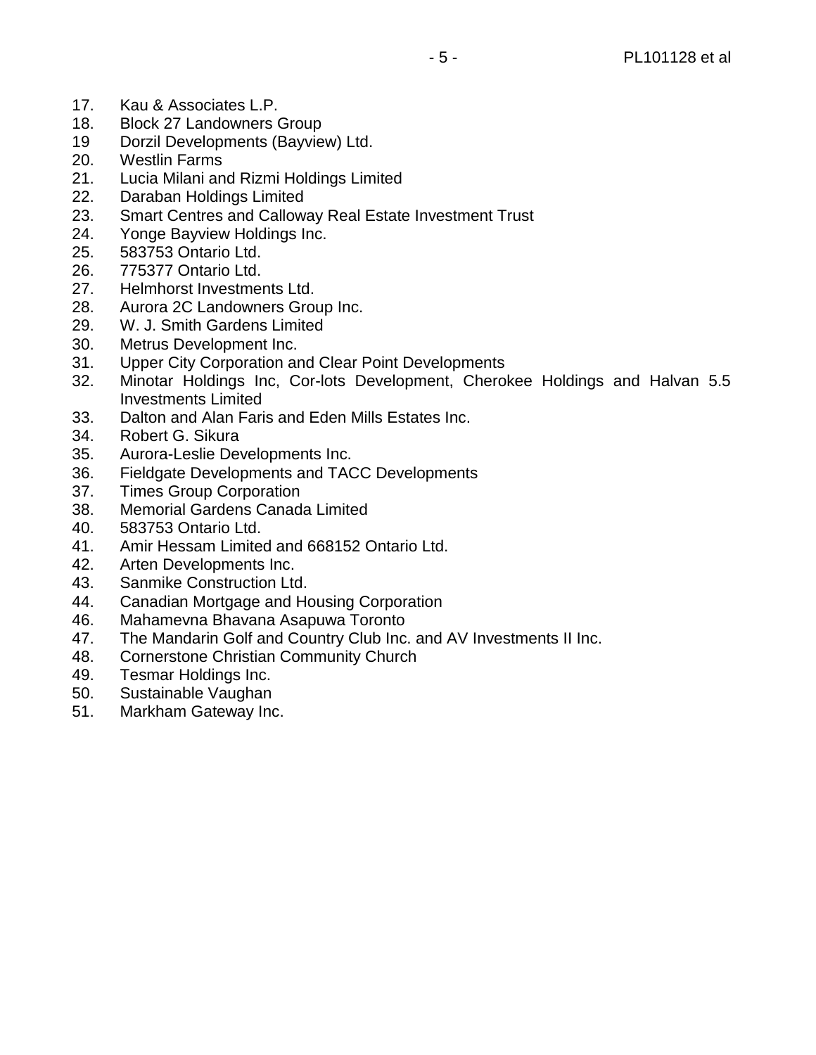17. Kau & Associates L.P.
18. Block 27 Landowners Group
19 Dorzil Developments (Bayview) Ltd.
20. Westlin Farms
21. Lucia Milani and Rizmi Holdings Limited
22. Daraban Holdings Limited
23. Smart Centres and Calloway Real Estate Investment Trust
24. Yonge Bayview Holdings Inc.
25. 583753 Ontario Ltd.
26. 775377 Ontario Ltd.
27. Helmhorst Investments Ltd.
28. Aurora 2C Landowners Group Inc.
29. W. J. Smith Gardens Limited
30. Metrus Development Inc.
31. Upper City Corporation and Clear Point Developments
32. Minotar Holdings Inc, Cor-lots Development, Cherokee Holdings and Halvan 5.5 Investments Limited
33. Dalton and Alan Faris and Eden Mills Estates Inc.
34. Robert G. Sikura
35. Aurora-Leslie Developments Inc.
36. Fieldgate Developments and TACC Developments
37. Times Group Corporation
38. Memorial Gardens Canada Limited
40. 583753 Ontario Ltd.
41. Amir Hessam Limited and 668152 Ontario Ltd.
42. Arten Developments Inc.
43. Sanmike Construction Ltd.
44. Canadian Mortgage and Housing Corporation
46. Mahamevna Bhavana Asapuwa Toronto
47. The Mandarin Golf and Country Club Inc. and AV Investments II Inc.
48. Cornerstone Christian Community Church
49. Tesmar Holdings Inc.
50. Sustainable Vaughan
51. Markham Gateway Inc.